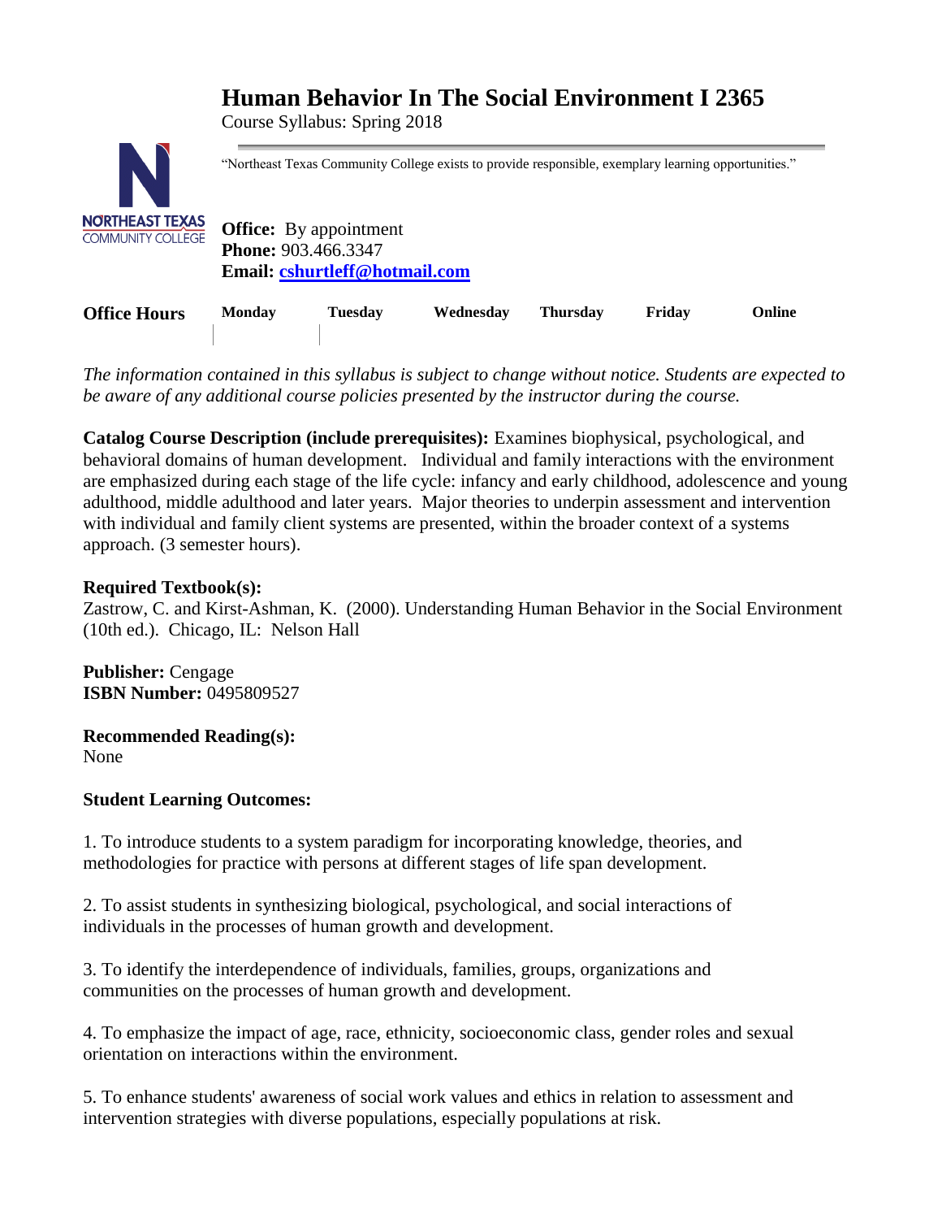# Human Behavior In The Social Environment I 2365

Course Syllabus: Spring 2018

"Northeast Texas Community College exists to provide responsible, exemplary learning opportunities."

**Office:** By appointment
**Phone:** 903.466.3347
**Email:** cshurtleff@hotmail.com

| Office Hours | Monday | Tuesday | Wednesday | Thursday | Friday | Online |
|---|---|---|---|---|---|---|
| | | | | | | |

*The information contained in this syllabus is subject to change without notice. Students are expected to be aware of any additional course policies presented by the instructor during the course.*

**Catalog Course Description (include prerequisites):** Examines biophysical, psychological, and behavioral domains of human development. Individual and family interactions with the environment are emphasized during each stage of the life cycle: infancy and early childhood, adolescence and young adulthood, middle adulthood and later years. Major theories to underpin assessment and intervention with individual and family client systems are presented, within the broader context of a systems approach. (3 semester hours).

**Required Textbook(s):**
Zastrow, C. and Kirst-Ashman, K. (2000). Understanding Human Behavior in the Social Environment (10th ed.). Chicago, IL: Nelson Hall

**Publisher:** Cengage
**ISBN Number:** 0495809527

**Recommended Reading(s):**
None

**Student Learning Outcomes:**

1. To introduce students to a system paradigm for incorporating knowledge, theories, and methodologies for practice with persons at different stages of life span development.

2. To assist students in synthesizing biological, psychological, and social interactions of individuals in the processes of human growth and development.

3. To identify the interdependence of individuals, families, groups, organizations and communities on the processes of human growth and development.

4. To emphasize the impact of age, race, ethnicity, socioeconomic class, gender roles and sexual orientation on interactions within the environment.

5. To enhance students' awareness of social work values and ethics in relation to assessment and intervention strategies with diverse populations, especially populations at risk.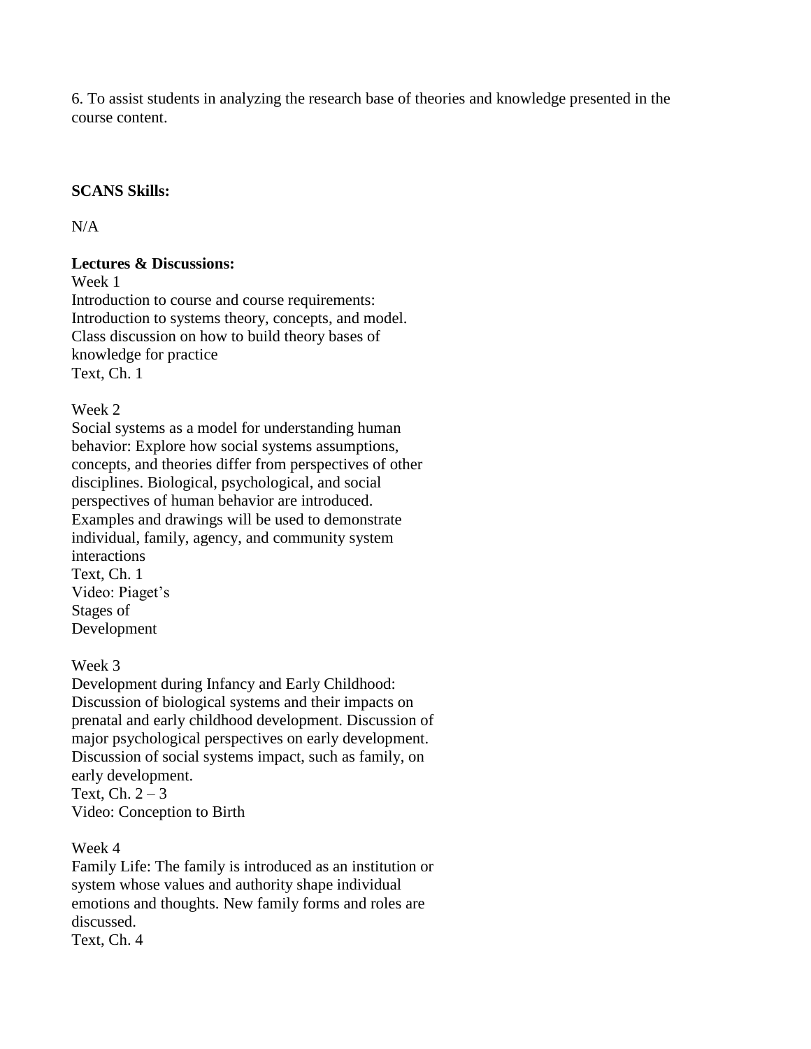6. To assist students in analyzing the research base of theories and knowledge presented in the course content.

**SCANS Skills:**

N/A

**Lectures & Discussions:**

Week 1
Introduction to course and course requirements: Introduction to systems theory, concepts, and model. Class discussion on how to build theory bases of knowledge for practice
Text, Ch. 1

Week 2
Social systems as a model for understanding human behavior: Explore how social systems assumptions, concepts, and theories differ from perspectives of other disciplines. Biological, psychological, and social perspectives of human behavior are introduced. Examples and drawings will be used to demonstrate individual, family, agency, and community system interactions
Text, Ch. 1
Video: Piaget's Stages of Development

Week 3
Development during Infancy and Early Childhood: Discussion of biological systems and their impacts on prenatal and early childhood development. Discussion of major psychological perspectives on early development. Discussion of social systems impact, such as family, on early development.
Text, Ch. 2 – 3
Video: Conception to Birth

Week 4
Family Life: The family is introduced as an institution or system whose values and authority shape individual emotions and thoughts. New family forms and roles are discussed.
Text, Ch. 4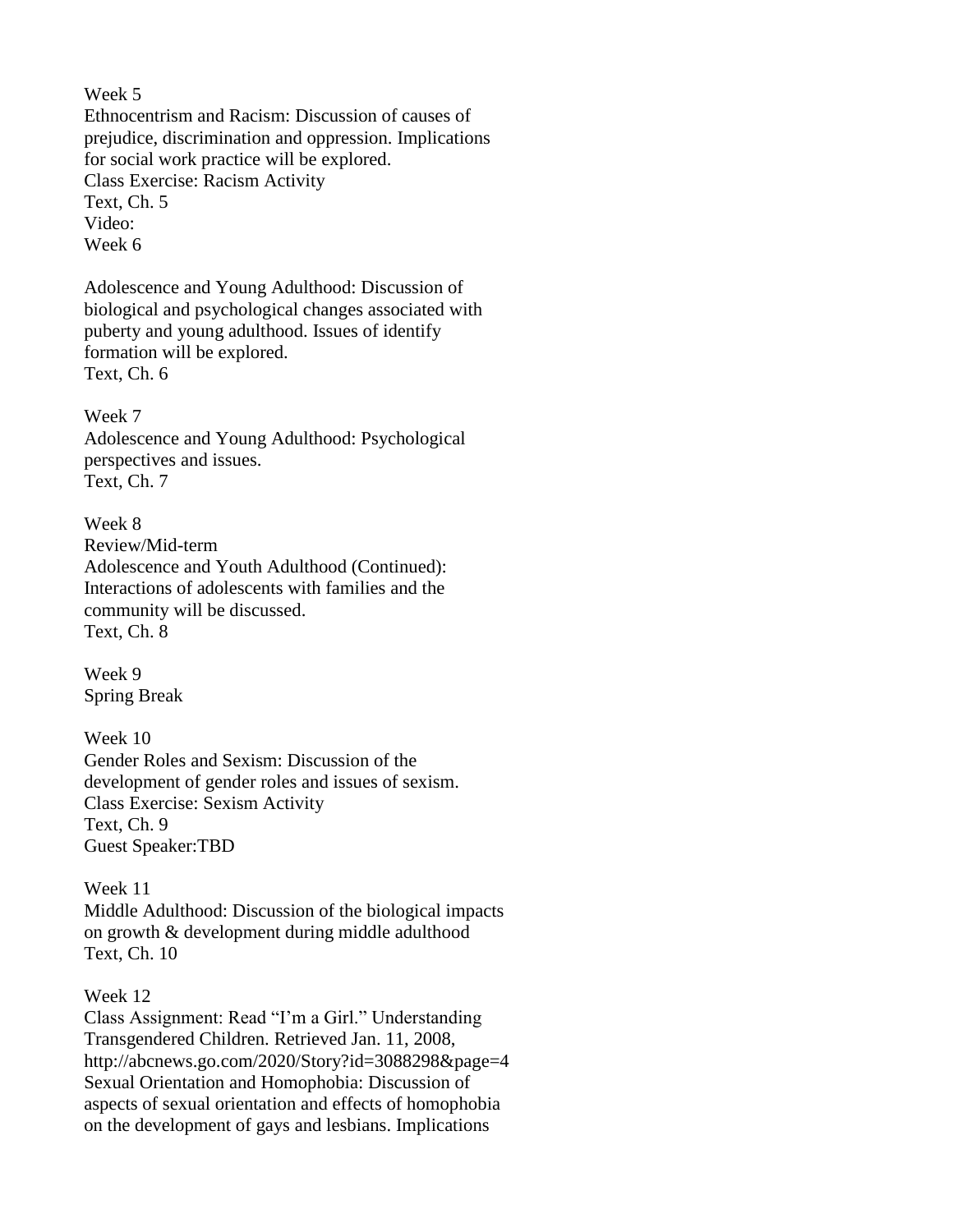Week 5
Ethnocentrism and Racism: Discussion of causes of prejudice, discrimination and oppression. Implications for social work practice will be explored.
Class Exercise: Racism Activity
Text, Ch. 5
Video:
Week 6

Adolescence and Young Adulthood: Discussion of biological and psychological changes associated with puberty and young adulthood. Issues of identify formation will be explored.
Text, Ch. 6

Week 7
Adolescence and Young Adulthood: Psychological perspectives and issues.
Text, Ch. 7

Week 8
Review/Mid-term
Adolescence and Youth Adulthood (Continued): Interactions of adolescents with families and the community will be discussed.
Text, Ch. 8

Week 9
Spring Break

Week 10
Gender Roles and Sexism: Discussion of the development of gender roles and issues of sexism.
Class Exercise: Sexism Activity
Text, Ch. 9
Guest Speaker:TBD

Week 11
Middle Adulthood: Discussion of the biological impacts on growth & development during middle adulthood
Text, Ch. 10

Week 12
Class Assignment: Read "I'm a Girl." Understanding Transgendered Children. Retrieved Jan. 11, 2008, http://abcnews.go.com/2020/Story?id=3088298&page=4
Sexual Orientation and Homophobia: Discussion of aspects of sexual orientation and effects of homophobia on the development of gays and lesbians. Implications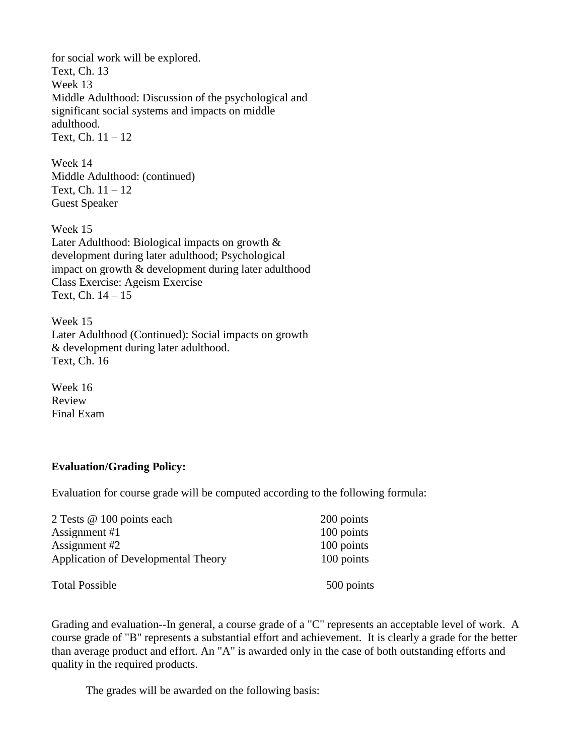for social work will be explored.
Text, Ch. 13
Week 13
Middle Adulthood: Discussion of the psychological and significant social systems and impacts on middle adulthood.
Text, Ch. 11 – 12

Week 14
Middle Adulthood: (continued)
Text, Ch. 11 – 12
Guest Speaker

Week 15
Later Adulthood: Biological impacts on growth & development during later adulthood; Psychological impact on growth & development during later adulthood
Class Exercise: Ageism Exercise
Text, Ch. 14 – 15

Week 15
Later Adulthood (Continued): Social impacts on growth & development during later adulthood.
Text, Ch. 16

Week 16
Review
Final Exam

**Evaluation/Grading Policy:**

Evaluation for course grade will be computed according to the following formula:

| | |
|---|---|
| 2 Tests @ 100 points each | 200 points |
| Assignment #1 | 100 points |
| Assignment #2 | 100 points |
| Application of Developmental Theory | 100 points |
| Total Possible | 500 points |

Grading and evaluation--In general, a course grade of a "C" represents an acceptable level of work. A course grade of "B" represents a substantial effort and achievement. It is clearly a grade for the better than average product and effort. An "A" is awarded only in the case of both outstanding efforts and quality in the required products.

The grades will be awarded on the following basis: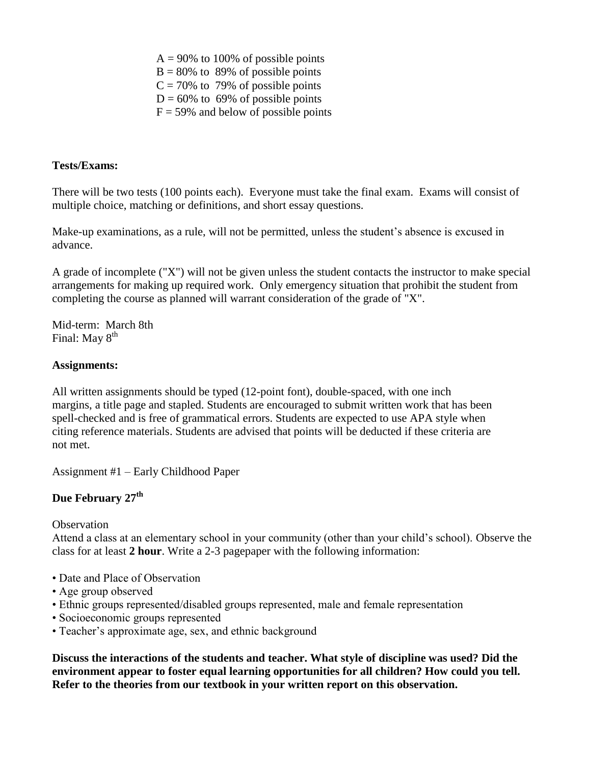A = 90% to 100% of possible points
B = 80% to 89% of possible points
C = 70% to 79% of possible points
D = 60% to 69% of possible points
F = 59% and below of possible points

**Tests/Exams:**

There will be two tests (100 points each). Everyone must take the final exam. Exams will consist of multiple choice, matching or definitions, and short essay questions.

Make-up examinations, as a rule, will not be permitted, unless the student's absence is excused in advance.

A grade of incomplete ("X") will not be given unless the student contacts the instructor to make special arrangements for making up required work. Only emergency situation that prohibit the student from completing the course as planned will warrant consideration of the grade of "X".

Mid-term: March 8th
Final: May 8th

**Assignments:**

All written assignments should be typed (12-point font), double-spaced, with one inch margins, a title page and stapled. Students are encouraged to submit written work that has been spell-checked and is free of grammatical errors. Students are expected to use APA style when citing reference materials. Students are advised that points will be deducted if these criteria are not met.

Assignment #1 – Early Childhood Paper

**Due February 27th**

Observation
Attend a class at an elementary school in your community (other than your child's school). Observe the class for at least **2 hour**. Write a 2-3 pagepaper with the following information:

- Date and Place of Observation
- Age group observed
- Ethnic groups represented/disabled groups represented, male and female representation
- Socioeconomic groups represented
- Teacher's approximate age, sex, and ethnic background

**Discuss the interactions of the students and teacher. What style of discipline was used? Did the environment appear to foster equal learning opportunities for all children? How could you tell. Refer to the theories from our textbook in your written report on this observation.**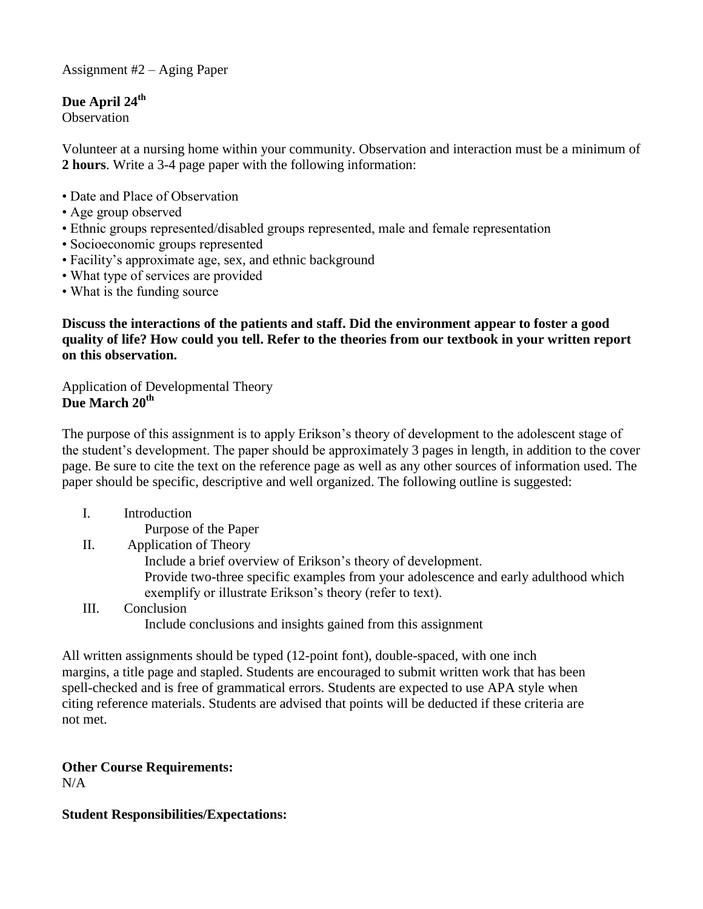Assignment #2 – Aging Paper

**Due April 24th**
Observation

Volunteer at a nursing home within your community. Observation and interaction must be a minimum of **2 hours**. Write a 3-4 page paper with the following information:

- Date and Place of Observation
- Age group observed
- Ethnic groups represented/disabled groups represented, male and female representation
- Socioeconomic groups represented
- Facility's approximate age, sex, and ethnic background
- What type of services are provided
- What is the funding source

**Discuss the interactions of the patients and staff. Did the environment appear to foster a good quality of life? How could you tell. Refer to the theories from our textbook in your written report on this observation.**

Application of Developmental Theory
**Due March 20th**

The purpose of this assignment is to apply Erikson's theory of development to the adolescent stage of the student's development. The paper should be approximately 3 pages in length, in addition to the cover page. Be sure to cite the text on the reference page as well as any other sources of information used. The paper should be specific, descriptive and well organized. The following outline is suggested:

I. Introduction
   - Purpose of the Paper

II. Application of Theory
   - Include a brief overview of Erikson's theory of development.
   - Provide two-three specific examples from your adolescence and early adulthood which exemplify or illustrate Erikson's theory (refer to text).

III. Conclusion
   - Include conclusions and insights gained from this assignment

All written assignments should be typed (12-point font), double-spaced, with one inch margins, a title page and stapled. Students are encouraged to submit written work that has been spell-checked and is free of grammatical errors. Students are expected to use APA style when citing reference materials. Students are advised that points will be deducted if these criteria are not met.

**Other Course Requirements:**
N/A

**Student Responsibilities/Expectations:**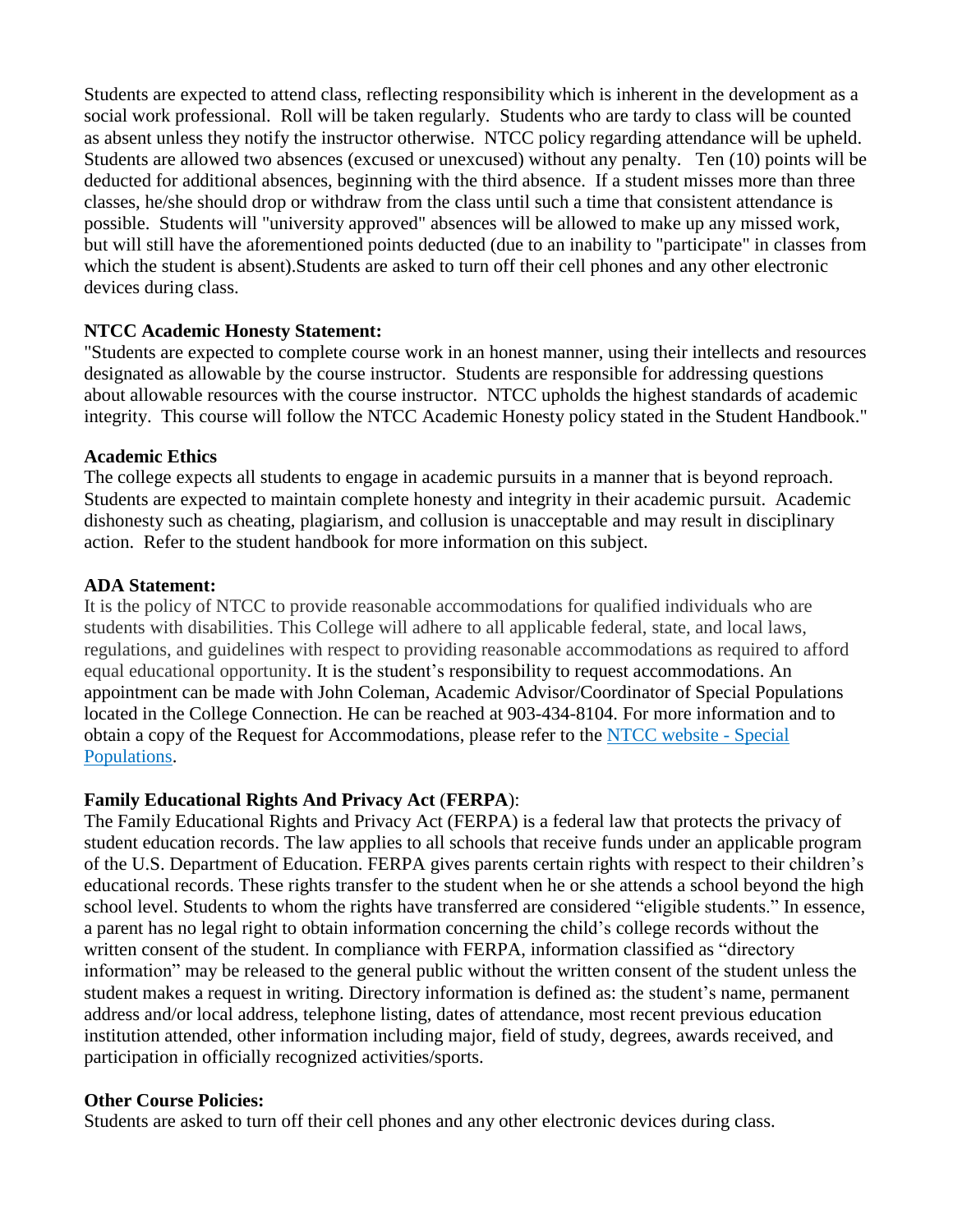Students are expected to attend class, reflecting responsibility which is inherent in the development as a social work professional. Roll will be taken regularly. Students who are tardy to class will be counted as absent unless they notify the instructor otherwise. NTCC policy regarding attendance will be upheld. Students are allowed two absences (excused or unexcused) without any penalty. Ten (10) points will be deducted for additional absences, beginning with the third absence. If a student misses more than three classes, he/she should drop or withdraw from the class until such a time that consistent attendance is possible. Students will "university approved" absences will be allowed to make up any missed work, but will still have the aforementioned points deducted (due to an inability to "participate" in classes from which the student is absent).Students are asked to turn off their cell phones and any other electronic devices during class.

**NTCC Academic Honesty Statement:**
"Students are expected to complete course work in an honest manner, using their intellects and resources designated as allowable by the course instructor. Students are responsible for addressing questions about allowable resources with the course instructor. NTCC upholds the highest standards of academic integrity. This course will follow the NTCC Academic Honesty policy stated in the Student Handbook."

**Academic Ethics**
The college expects all students to engage in academic pursuits in a manner that is beyond reproach. Students are expected to maintain complete honesty and integrity in their academic pursuit. Academic dishonesty such as cheating, plagiarism, and collusion is unacceptable and may result in disciplinary action. Refer to the student handbook for more information on this subject.

**ADA Statement:**
It is the policy of NTCC to provide reasonable accommodations for qualified individuals who are students with disabilities. This College will adhere to all applicable federal, state, and local laws, regulations, and guidelines with respect to providing reasonable accommodations as required to afford equal educational opportunity. It is the student's responsibility to request accommodations. An appointment can be made with John Coleman, Academic Advisor/Coordinator of Special Populations located in the College Connection. He can be reached at 903-434-8104. For more information and to obtain a copy of the Request for Accommodations, please refer to the NTCC website - Special Populations.

**Family Educational Rights And Privacy Act (FERPA):**
The Family Educational Rights and Privacy Act (FERPA) is a federal law that protects the privacy of student education records. The law applies to all schools that receive funds under an applicable program of the U.S. Department of Education. FERPA gives parents certain rights with respect to their children's educational records. These rights transfer to the student when he or she attends a school beyond the high school level. Students to whom the rights have transferred are considered "eligible students." In essence, a parent has no legal right to obtain information concerning the child's college records without the written consent of the student. In compliance with FERPA, information classified as "directory information" may be released to the general public without the written consent of the student unless the student makes a request in writing. Directory information is defined as: the student's name, permanent address and/or local address, telephone listing, dates of attendance, most recent previous education institution attended, other information including major, field of study, degrees, awards received, and participation in officially recognized activities/sports.

**Other Course Policies:**
Students are asked to turn off their cell phones and any other electronic devices during class.